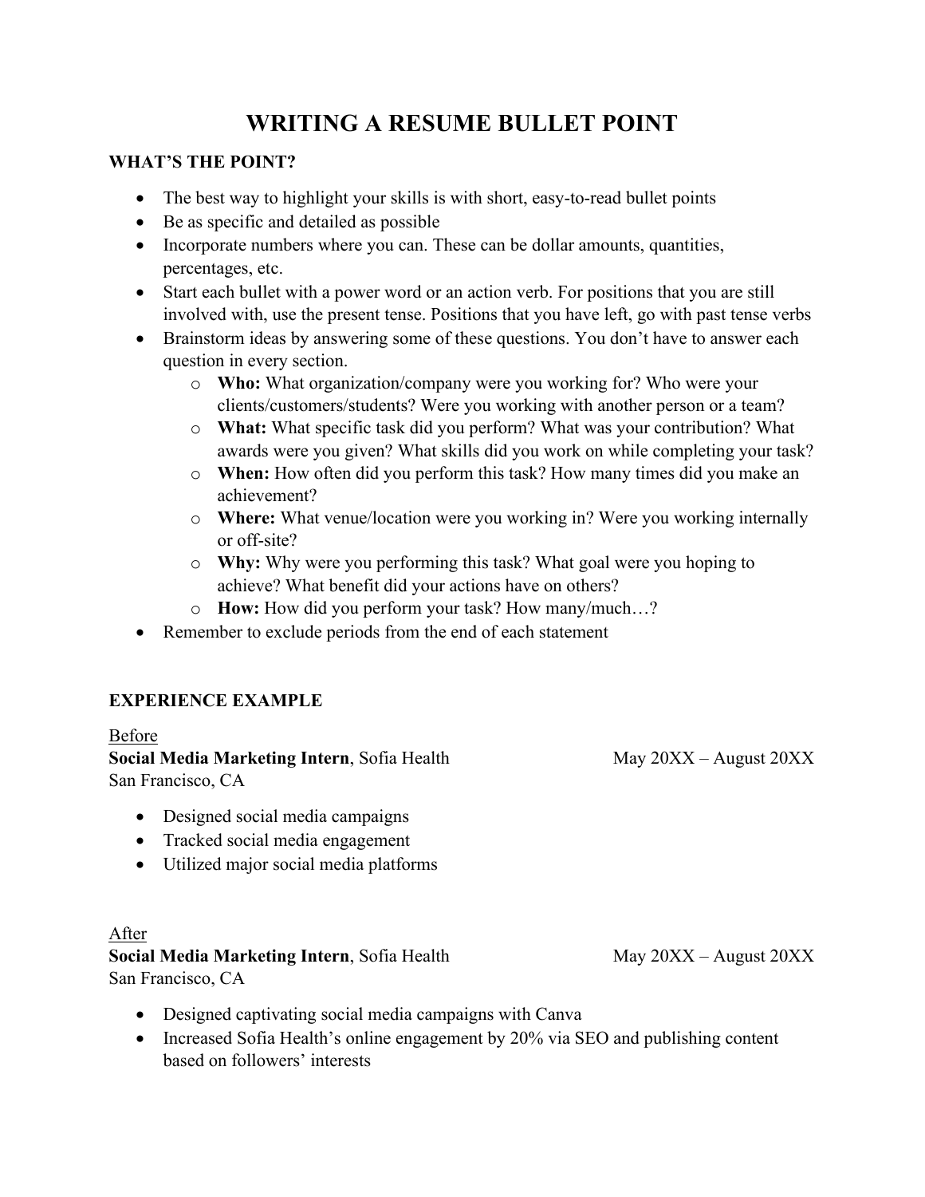# WRITING A RESUME BULLET POINT

## WHAT'S THE POINT?

- The best way to highlight your skills is with short, easy-to-read bullet points
- Be as specific and detailed as possible
- Incorporate numbers where you can. These can be dollar amounts, quantities, percentages, etc.
- Start each bullet with a power word or an action verb. For positions that you are still involved with, use the present tense. Positions that you have left, go with past tense verbs
- Brainstorm ideas by answering some of these questions. You don't have to answer each question in every section.
  - **Who:** What organization/company were you working for? Who were your clients/customers/students? Were you working with another person or a team?
  - **What:** What specific task did you perform? What was your contribution? What awards were you given? What skills did you work on while completing your task?
  - **When:** How often did you perform this task? How many times did you make an achievement?
  - **Where:** What venue/location were you working in? Were you working internally or off-site?
  - **Why:** Why were you performing this task? What goal were you hoping to achieve? What benefit did your actions have on others?
  - **How:** How did you perform your task? How many/much…?
- Remember to exclude periods from the end of each statement

## EXPERIENCE EXAMPLE

<u>Before</u>

**Social Media Marketing Intern**, Sofia Health — May 20XX – August 20XX
San Francisco, CA

- Designed social media campaigns
- Tracked social media engagement
- Utilized major social media platforms

<u>After</u>

**Social Media Marketing Intern**, Sofia Health — May 20XX – August 20XX
San Francisco, CA

- Designed captivating social media campaigns with Canva
- Increased Sofia Health's online engagement by 20% via SEO and publishing content based on followers' interests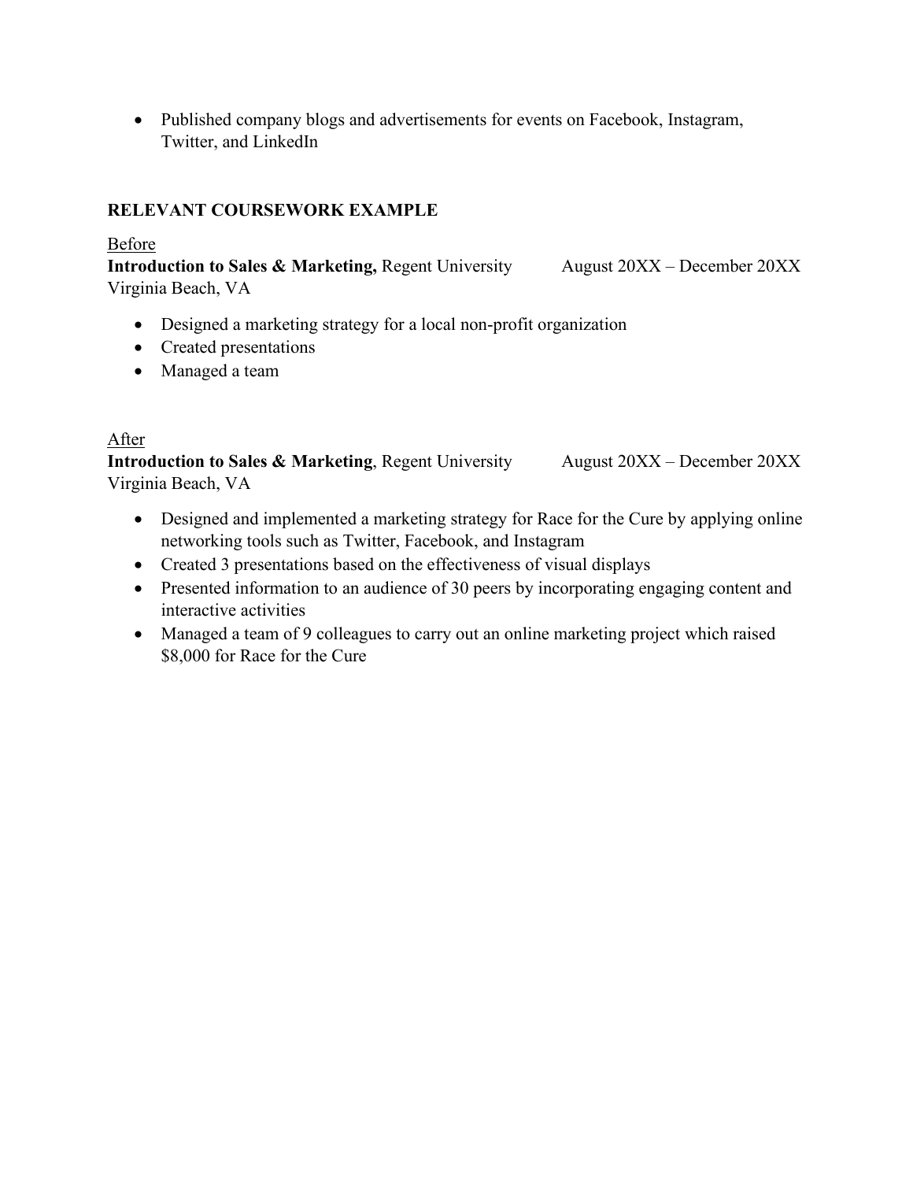- Published company blogs and advertisements for events on Facebook, Instagram, Twitter, and LinkedIn

**RELEVANT COURSEWORK EXAMPLE**

Before

**Introduction to Sales & Marketing,** Regent University August 20XX – December 20XX
Virginia Beach, VA

- Designed a marketing strategy for a local non-profit organization
- Created presentations
- Managed a team

After

**Introduction to Sales & Marketing**, Regent University August 20XX – December 20XX
Virginia Beach, VA

- Designed and implemented a marketing strategy for Race for the Cure by applying online networking tools such as Twitter, Facebook, and Instagram
- Created 3 presentations based on the effectiveness of visual displays
- Presented information to an audience of 30 peers by incorporating engaging content and interactive activities
- Managed a team of 9 colleagues to carry out an online marketing project which raised $8,000 for Race for the Cure